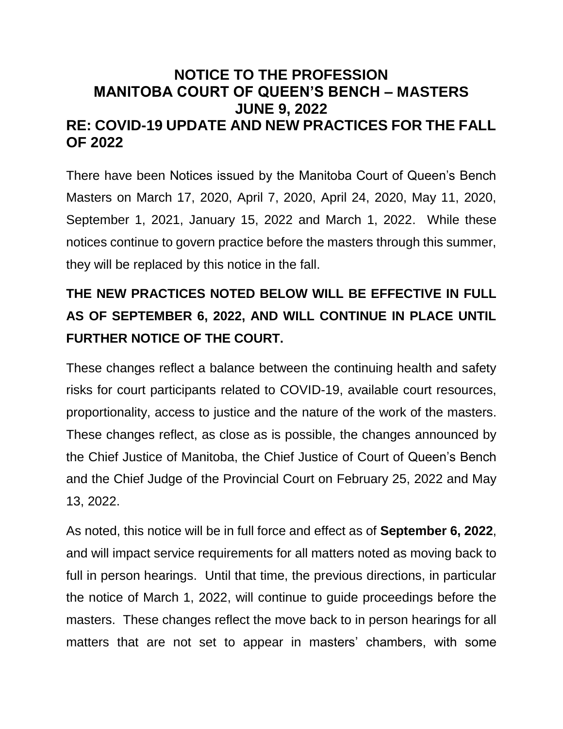# NOTICE TO THE PROFESSION
# MANITOBA COURT OF QUEEN'S BENCH – MASTERS
# JUNE 9, 2022

## RE: COVID-19 UPDATE AND NEW PRACTICES FOR THE FALL OF 2022

There have been Notices issued by the Manitoba Court of Queen's Bench Masters on March 17, 2020, April 7, 2020, April 24, 2020, May 11, 2020, September 1, 2021, January 15, 2022 and March 1, 2022. While these notices continue to govern practice before the masters through this summer, they will be replaced by this notice in the fall.

**THE NEW PRACTICES NOTED BELOW WILL BE EFFECTIVE IN FULL AS OF SEPTEMBER 6, 2022, AND WILL CONTINUE IN PLACE UNTIL FURTHER NOTICE OF THE COURT.**

These changes reflect a balance between the continuing health and safety risks for court participants related to COVID-19, available court resources, proportionality, access to justice and the nature of the work of the masters. These changes reflect, as close as is possible, the changes announced by the Chief Justice of Manitoba, the Chief Justice of Court of Queen's Bench and the Chief Judge of the Provincial Court on February 25, 2022 and May 13, 2022.

As noted, this notice will be in full force and effect as of **September 6, 2022**, and will impact service requirements for all matters noted as moving back to full in person hearings. Until that time, the previous directions, in particular the notice of March 1, 2022, will continue to guide proceedings before the masters. These changes reflect the move back to in person hearings for all matters that are not set to appear in masters' chambers, with some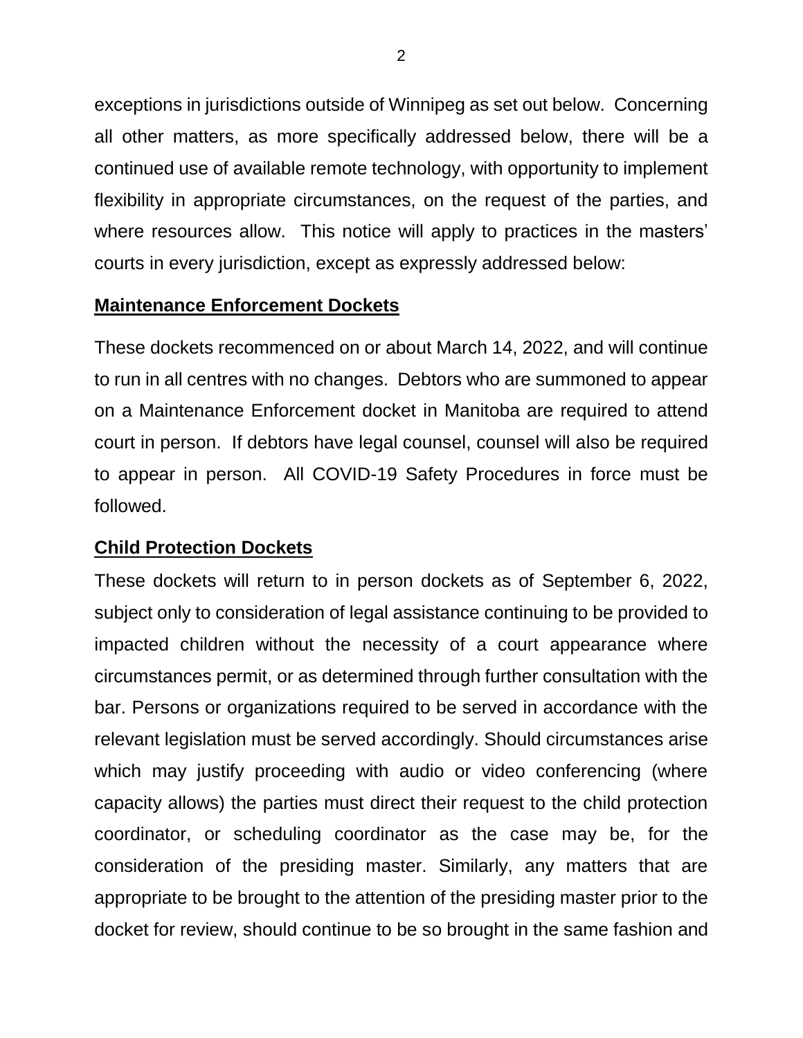exceptions in jurisdictions outside of Winnipeg as set out below. Concerning all other matters, as more specifically addressed below, there will be a continued use of available remote technology, with opportunity to implement flexibility in appropriate circumstances, on the request of the parties, and where resources allow. This notice will apply to practices in the masters' courts in every jurisdiction, except as expressly addressed below:

**Maintenance Enforcement Dockets**

These dockets recommenced on or about March 14, 2022, and will continue to run in all centres with no changes. Debtors who are summoned to appear on a Maintenance Enforcement docket in Manitoba are required to attend court in person. If debtors have legal counsel, counsel will also be required to appear in person. All COVID-19 Safety Procedures in force must be followed.

**Child Protection Dockets**

These dockets will return to in person dockets as of September 6, 2022, subject only to consideration of legal assistance continuing to be provided to impacted children without the necessity of a court appearance where circumstances permit, or as determined through further consultation with the bar. Persons or organizations required to be served in accordance with the relevant legislation must be served accordingly. Should circumstances arise which may justify proceeding with audio or video conferencing (where capacity allows) the parties must direct their request to the child protection coordinator, or scheduling coordinator as the case may be, for the consideration of the presiding master. Similarly, any matters that are appropriate to be brought to the attention of the presiding master prior to the docket for review, should continue to be so brought in the same fashion and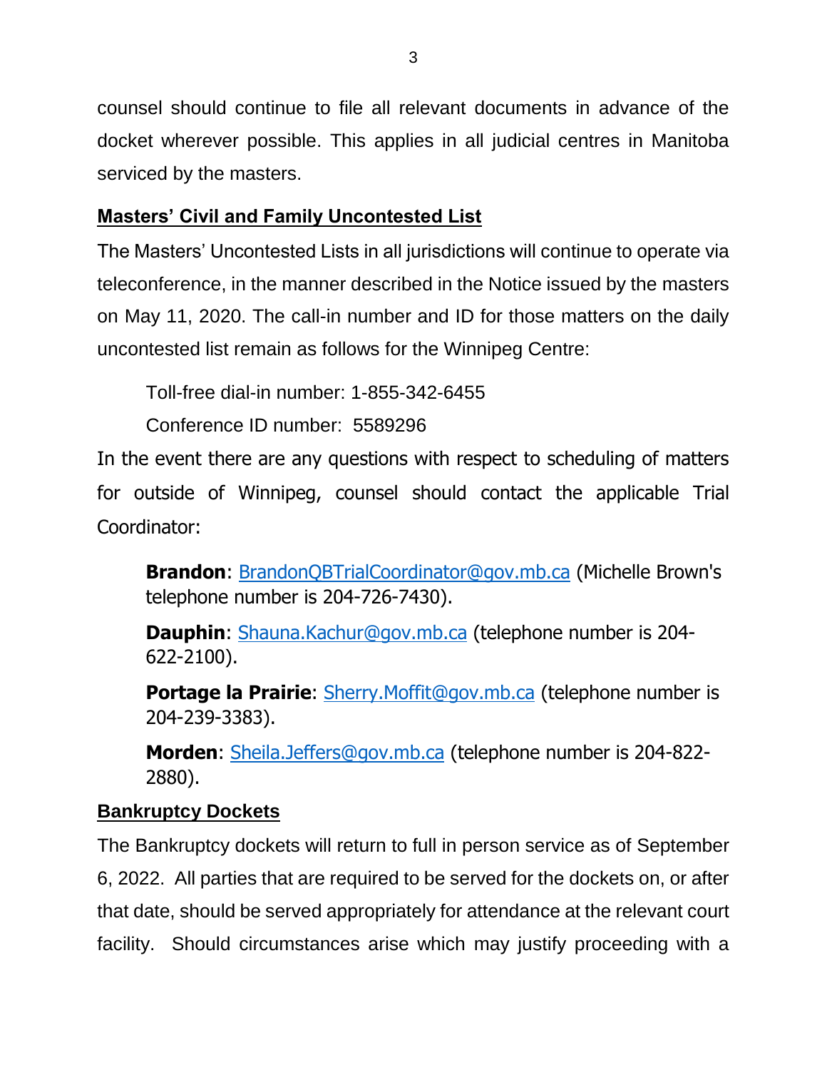counsel should continue to file all relevant documents in advance of the docket wherever possible. This applies in all judicial centres in Manitoba serviced by the masters.

## Masters' Civil and Family Uncontested List

The Masters' Uncontested Lists in all jurisdictions will continue to operate via teleconference, in the manner described in the Notice issued by the masters on May 11, 2020. The call-in number and ID for those matters on the daily uncontested list remain as follows for the Winnipeg Centre:

Toll-free dial-in number: 1-855-342-6455

Conference ID number: 5589296

In the event there are any questions with respect to scheduling of matters for outside of Winnipeg, counsel should contact the applicable Trial Coordinator:

**Brandon**: BrandonQBTrialCoordinator@gov.mb.ca (Michelle Brown's telephone number is 204-726-7430).

**Dauphin**: Shauna.Kachur@gov.mb.ca (telephone number is 204-622-2100).

**Portage la Prairie**: Sherry.Moffit@gov.mb.ca (telephone number is 204-239-3383).

**Morden**: Sheila.Jeffers@gov.mb.ca (telephone number is 204-822-2880).

## Bankruptcy Dockets

The Bankruptcy dockets will return to full in person service as of September 6, 2022. All parties that are required to be served for the dockets on, or after that date, should be served appropriately for attendance at the relevant court facility. Should circumstances arise which may justify proceeding with a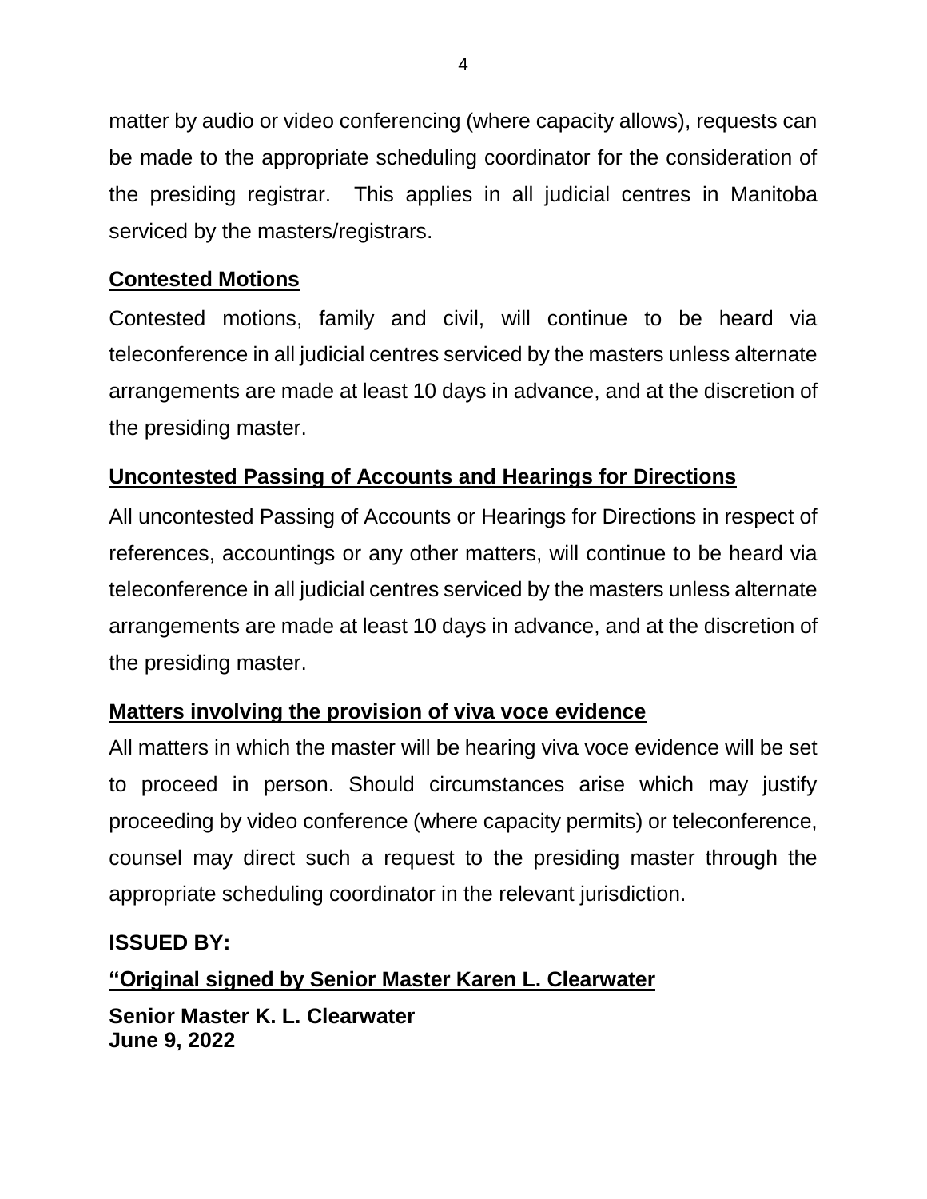matter by audio or video conferencing (where capacity allows), requests can be made to the appropriate scheduling coordinator for the consideration of the presiding registrar. This applies in all judicial centres in Manitoba serviced by the masters/registrars.

## Contested Motions

Contested motions, family and civil, will continue to be heard via teleconference in all judicial centres serviced by the masters unless alternate arrangements are made at least 10 days in advance, and at the discretion of the presiding master.

## Uncontested Passing of Accounts and Hearings for Directions

All uncontested Passing of Accounts or Hearings for Directions in respect of references, accountings or any other matters, will continue to be heard via teleconference in all judicial centres serviced by the masters unless alternate arrangements are made at least 10 days in advance, and at the discretion of the presiding master.

## Matters involving the provision of viva voce evidence

All matters in which the master will be hearing viva voce evidence will be set to proceed in person. Should circumstances arise which may justify proceeding by video conference (where capacity permits) or teleconference, counsel may direct such a request to the presiding master through the appropriate scheduling coordinator in the relevant jurisdiction.

**ISSUED BY:**

**"Original signed by Senior Master Karen L. Clearwater**

**Senior Master K. L. Clearwater**
**June 9, 2022**